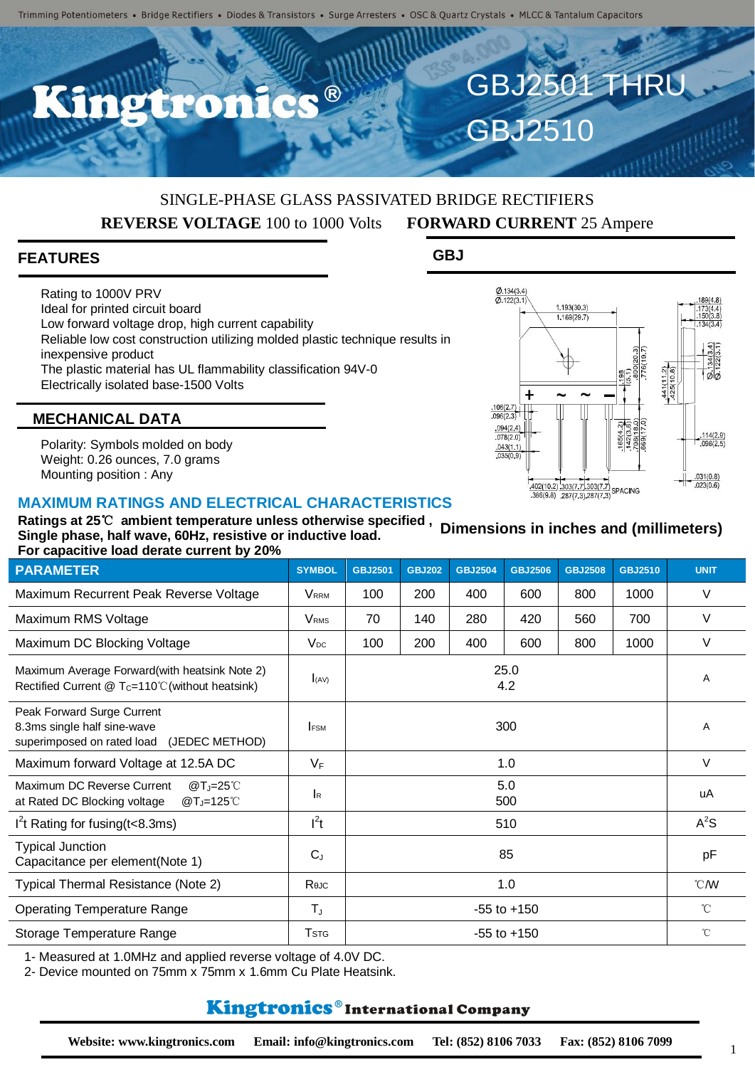Trimming Potentiometers • Bridge Rectifiers • Diodes & Transistors • Surge Arresters • OSC & Quartz Crystals • MLCC & Tantalum Capacitors

# Kingtronics®

# GBJ2501 THRU GBJ2510

SINGLE-PHASE GLASS PASSIVATED BRIDGE RECTIFIERS

**REVERSE VOLTAGE** 100 to 1000 Volts **FORWARD CURRENT** 25 Ampere

## FEATURES

- Rating to 1000V PRV
- Ideal for printed circuit board
- Low forward voltage drop, high current capability
- Reliable low cost construction utilizing molded plastic technique results in inexpensive product
- The plastic material has UL flammability classification 94V-0
- Electrically isolated base-1500 Volts

## MECHANICAL DATA

- Polarity: Symbols molded on body
- Weight: 0.26 ounces, 7.0 grams
- Mounting position : Any

## GBJ

**Dimensions in inches and (millimeters)**

## MAXIMUM RATINGS AND ELECTRICAL CHARACTERISTICS

**Ratings at 25℃ ambient temperature unless otherwise specified ,**
**Single phase, half wave, 60Hz, resistive or inductive load.**
**For capacitive load derate current by 20%**

| PARAMETER | SYMBOL | GBJ2501 | GBJ202 | GBJ2504 | GBJ2506 | GBJ2508 | GBJ2510 | UNIT |
|---|---|---|---|---|---|---|---|---|
| Maximum Recurrent Peak Reverse Voltage | $V_{RRM}$ | 100 | 200 | 400 | 600 | 800 | 1000 | V |
| Maximum RMS Voltage | $V_{RMS}$ | 70 | 140 | 280 | 420 | 560 | 700 | V |
| Maximum DC Blocking Voltage | $V_{DC}$ | 100 | 200 | 400 | 600 | 800 | 1000 | V |
| Maximum Average Forward(with heatsink Note 2) Rectified Current @ $T_C$=110℃(without heatsink) | $I_{(AV)}$ | 25.0<br>4.2 | | | | | | A |
| Peak Forward Surge Current 8.3ms single half sine-wave superimposed on rated load (JEDEC METHOD) | $I_{FSM}$ | 300 | | | | | | A |
| Maximum forward Voltage at 12.5A DC | $V_F$ | 1.0 | | | | | | V |
| Maximum DC Reverse Current @$T_J$=25℃ at Rated DC Blocking voltage @$T_J$=125℃ | $I_R$ | 5.0<br>500 | | | | | | uA |
| $I^2t$ Rating for fusing(t<8.3ms) | $I^2t$ | 510 | | | | | | $A^2S$ |
| Typical Junction Capacitance per element(Note 1) | $C_J$ | 85 | | | | | | pF |
| Typical Thermal Resistance (Note 2) | $R_{\theta JC}$ | 1.0 | | | | | | ℃/W |
| Operating Temperature Range | $T_J$ | -55 to +150 | | | | | | ℃ |
| Storage Temperature Range | $T_{STG}$ | -55 to +150 | | | | | | ℃ |

1- Measured at 1.0MHz and applied reverse voltage of 4.0V DC.
2- Device mounted on 75mm x 75mm x 1.6mm Cu Plate Heatsink.

**Kingtronics® International Company**

**Website: www.kingtronics.com Email: info@kingtronics.com Tel: (852) 8106 7033 Fax: (852) 8106 7099**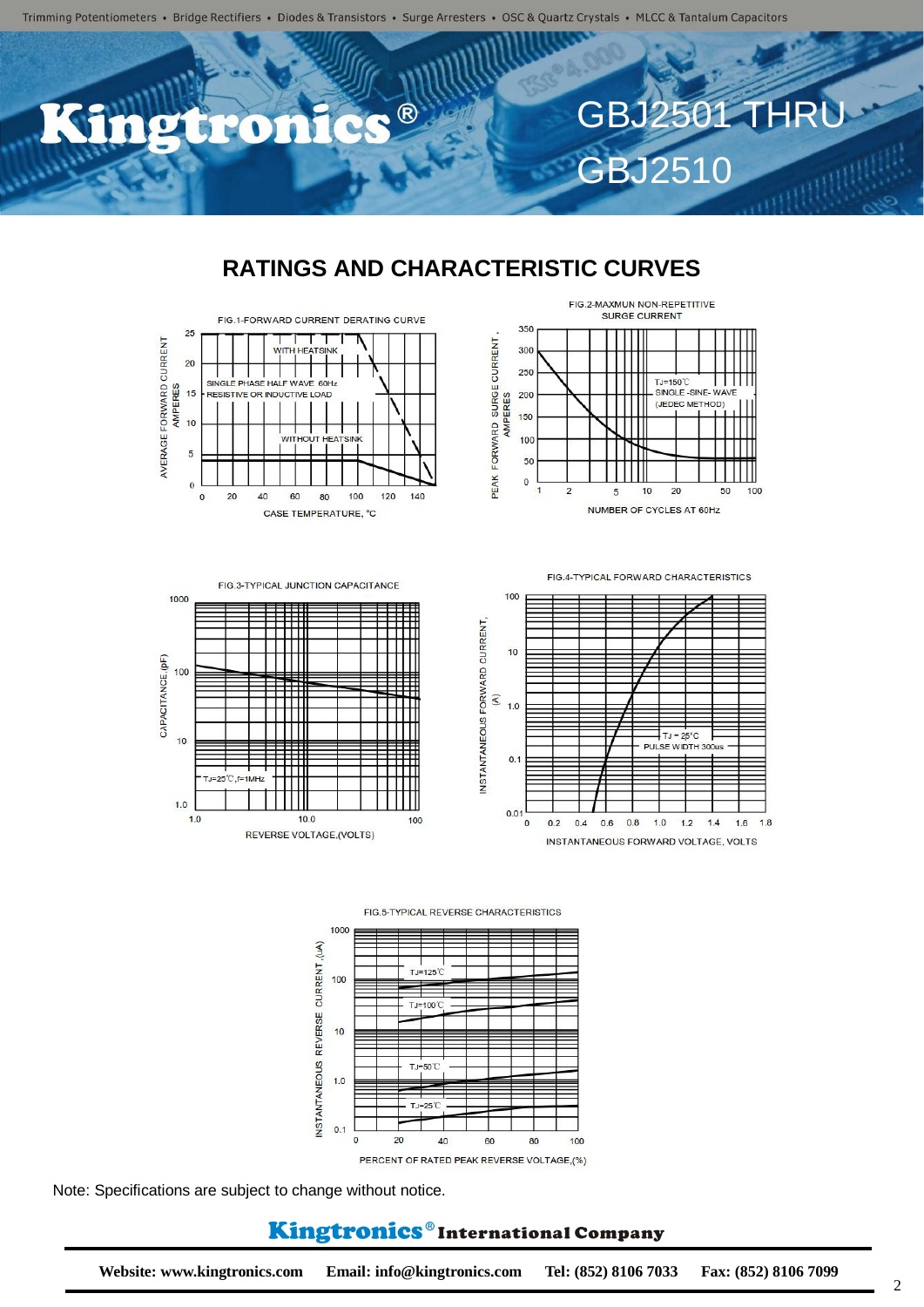# GBJ2501 THRU GBJ2510

## RATINGS AND CHARACTERISTIC CURVES

FIG.1-FORWARD CURRENT DERATING CURVE

AVERAGE FORWARD CURRENT AMPERES

25
20
15
10
5
0

WITH HEATSINK

SINGLE PHASE HALF WAVE 60Hz
RESISTIVE OR INDUCTIVE LOAD

WITHOUT HEATSINK

0 20 40 60 80 100 120 140

CASE TEMPERATURE, °C

FIG.2-MAXMUN NON-REPETITIVE SURGE CURRENT

PEAK FORWARD SURGE CURRENT, AMPERES

350
300
250
200
150
100
50
0

TJ=150℃
SINGLE -SINE- WAVE
(JEDEC METHOD)

1 2 5 10 20 50 100

NUMBER OF CYCLES AT 60Hz

FIG.3-TYPICAL JUNCTION CAPACITANCE

CAPACITANCE,(pF)

1000
100
10
1.0

TJ=25℃,f=1MHz

1.0 10.0 100

REVERSE VOLTAGE,(VOLTS)

FIG.4-TYPICAL FORWARD CHARACTERISTICS

INSTANTANEOUS FORWARD CURRENT, (A)

100
10
1.0
0.1
0.01

TJ = 25°C
PULSE WIDTH 300us

0 0.2 0.4 0.6 0.8 1.0 1.2 1.4 1.6 1.8

INSTANTANEOUS FORWARD VOLTAGE, VOLTS

FIG.5-TYPICAL REVERSE CHARACTERISTICS

INSTANTANEOUS REVERSE CURRENT ,(uA)

1000
100
10
1.0
0.1

TJ=125℃
TJ=100℃
TJ=50℃
TJ=25℃

0 20 40 60 80 100

PERCENT OF RATED PEAK REVERSE VOLTAGE,(%)

Note: Specifications are subject to change without notice.

**Kingtronics® International Company**

**Website: www.kingtronics.com  Email: info@kingtronics.com  Tel: (852) 8106 7033  Fax: (852) 8106 7099**